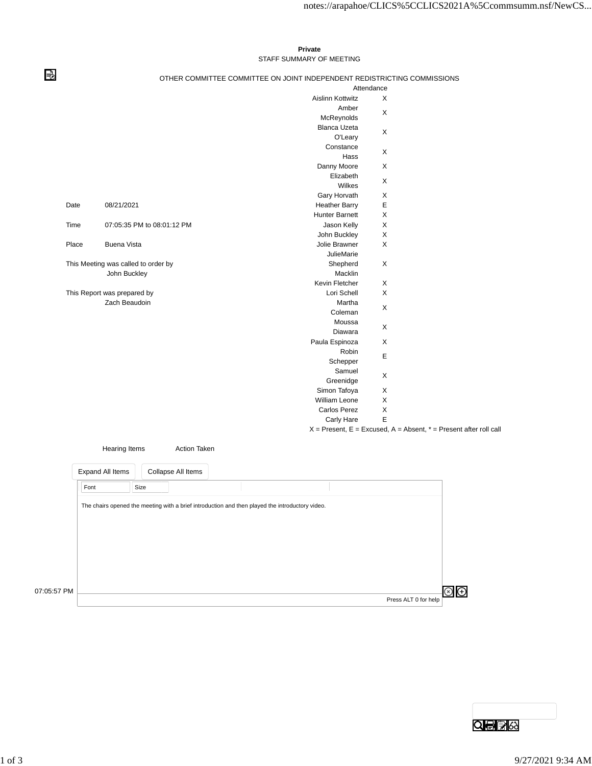**Private**

STAFF SUMMARY OF MEETING

OTHER COMMITTEE COMMITTEE ON JOINT INDEPENDENT REDISTRICTING COMMISSIONS

| | |
|---|---|
| Date | 08/21/2021 |
| Time | 07:05:35 PM to 08:01:12 PM |
| Place | Buena Vista |

This Meeting was called to order by
John Buckley

This Report was prepared by
Zach Beaudoin

| Attendance | |
|---|---|
| Aislinn Kottwitz | X |
| Amber McReynolds | X |
| Blanca Uzeta O'Leary | X |
| Constance Hass | X |
| Danny Moore | X |
| Elizabeth Wilkes | X |
| Gary Horvath | X |
| Heather Barry | E |
| Hunter Barnett | X |
| Jason Kelly | X |
| John Buckley | X |
| Jolie Brawner | X |
| JulieMarie Shepherd Macklin | X |
| Kevin Fletcher | X |
| Lori Schell | X |
| Martha Coleman | X |
| Moussa Diawara | X |
| Paula Espinoza | X |
| Robin Schepper | E |
| Samuel Greenidge | X |
| Simon Tafoya | X |
| William Leone | X |
| Carlos Perez | X |
| Carly Hare | E |

X = Present, E = Excused, A = Absent, * = Present after roll call

| Hearing Items | Action Taken |
|---|---|

Expand All Items | Collapse All Items

07:05:57 PM

The chairs opened the meeting with a brief introduction and then played the introductory video.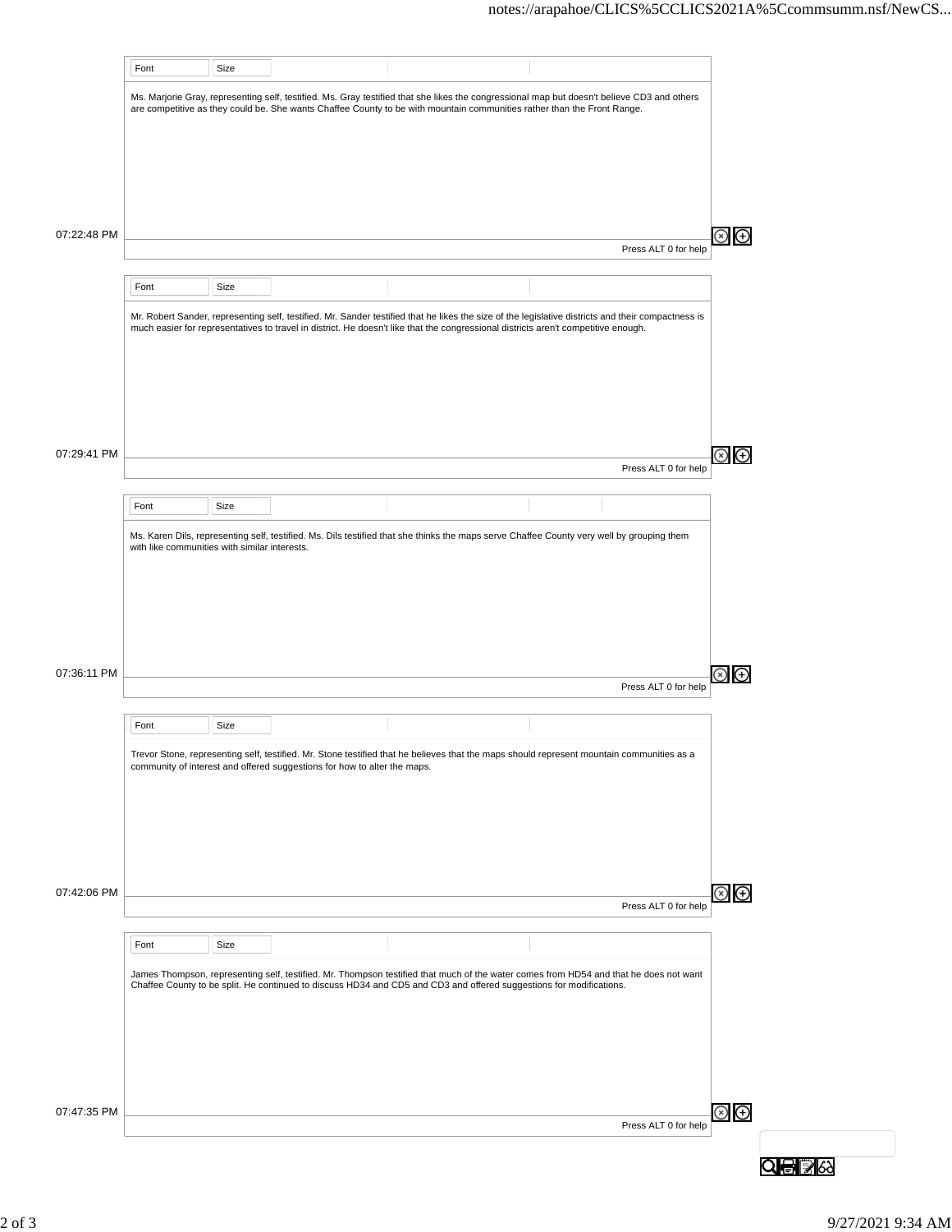Ms. Marjorie Gray, representing self, testified. Ms. Gray testified that she likes the congressional map but doesn't believe CD3 and others are competitive as they could be. She wants Chaffee County to be with mountain communities rather than the Front Range.

07:22:48 PM

Mr. Robert Sander, representing self, testified. Mr. Sander testified that he likes the size of the legislative districts and their compactness is much easier for representatives to travel in district. He doesn't like that the congressional districts aren't competitive enough.

07:29:41 PM

Ms. Karen Dils, representing self, testified. Ms. Dils testified that she thinks the maps serve Chaffee County very well by grouping them with like communities with similar interests.

07:36:11 PM

Trevor Stone, representing self, testified. Mr. Stone testified that he believes that the maps should represent mountain communities as a community of interest and offered suggestions for how to alter the maps.

07:42:06 PM

James Thompson, representing self, testified. Mr. Thompson testified that much of the water comes from HD54 and that he does not want Chaffee County to be split. He continued to discuss HD34 and CD5 and CD3 and offered suggestions for modifications.

07:47:35 PM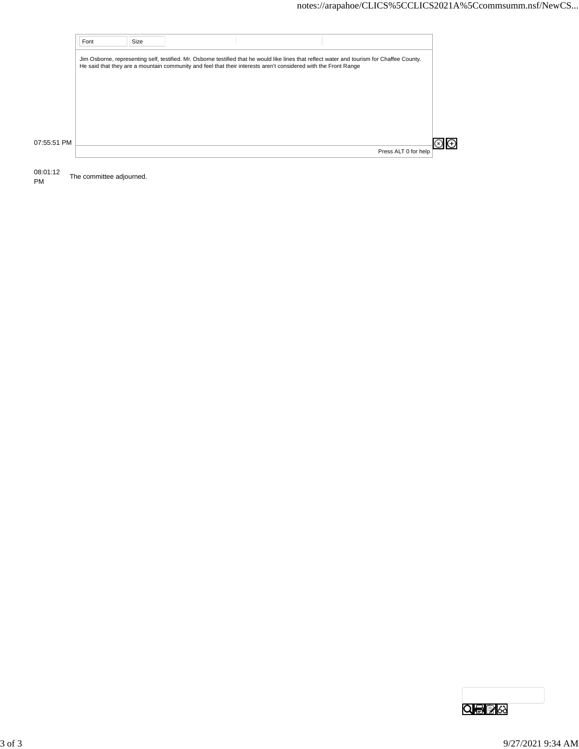07:55:51 PM

Jim Osborne, representing self, testified. Mr. Osborne testified that he would like lines that reflect water and tourism for Chaffee County. He said that they are a mountain community and feel that their interests aren't considered with the Front Range

08:01:12 PM

The committee adjourned.